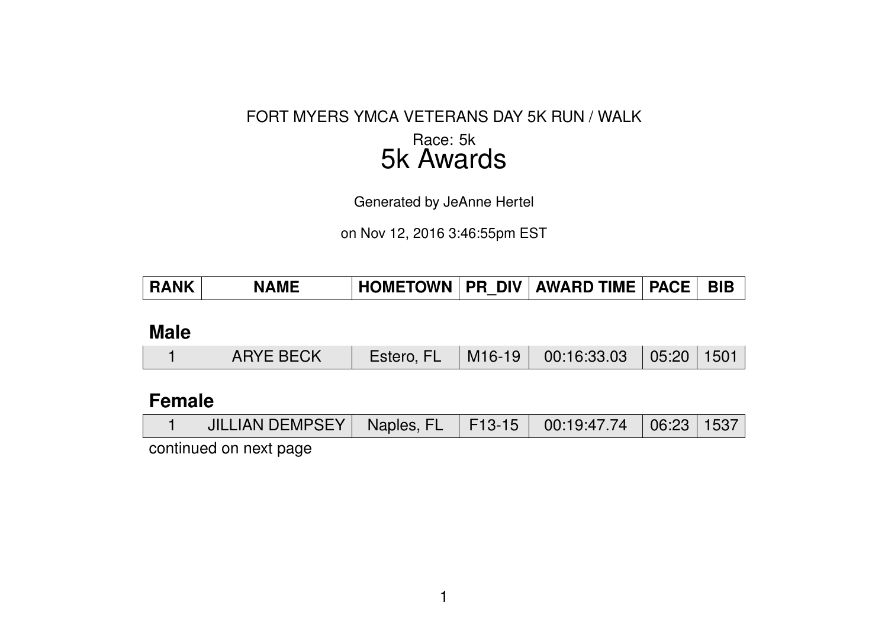FORT MYERS YMCA VETERANS DAY 5K RUN / WALK

Race: 5k

# 5k Awards

Generated by JeAnne Hertel

on Nov 12, 2016 3:46:55pm EST

| RANK | NAME | HOMETOWN | PR_DIV | AWARD TIME | PACE | BIB |
|---|---|---|---|---|---|---|

### Male

| RANK | NAME | HOMETOWN | PR_DIV | AWARD TIME | PACE | BIB |
|---|---|---|---|---|---|---|
| 1 | ARYE BECK | Estero, FL | M16-19 | 00:16:33.03 | 05:20 | 1501 |

### Female

| RANK | NAME | HOMETOWN | PR_DIV | AWARD TIME | PACE | BIB |
|---|---|---|---|---|---|---|
| 1 | JILLIAN DEMPSEY | Naples, FL | F13-15 | 00:19:47.74 | 06:23 | 1537 |

continued on next page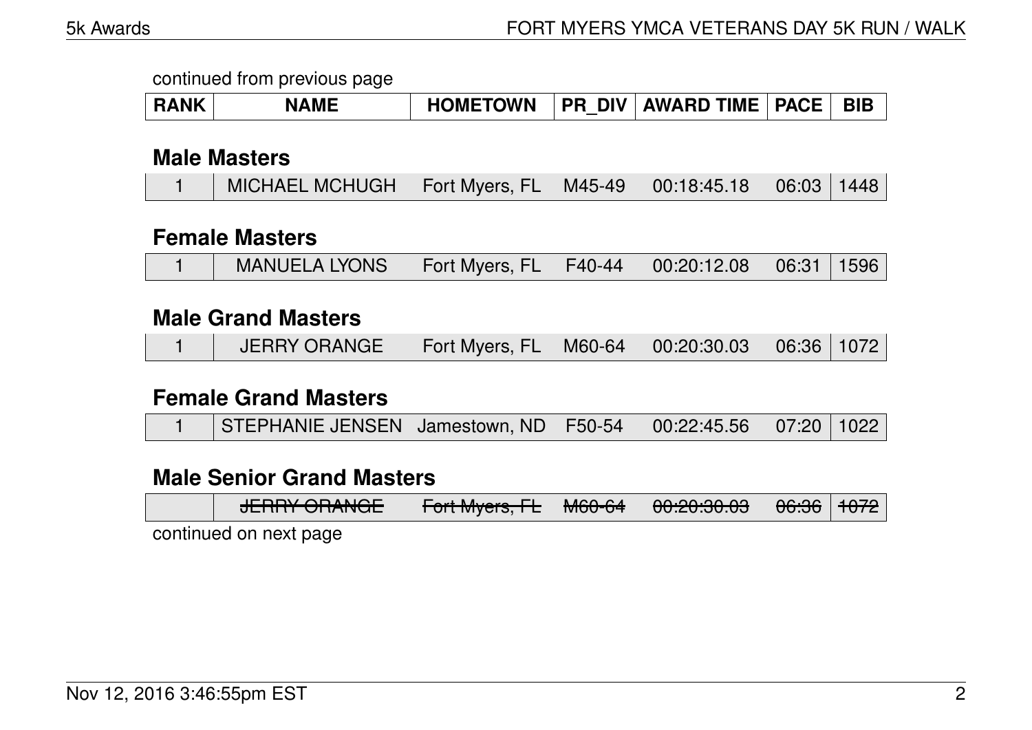continued from previous page

| RANK | NAME | HOMETOWN | PR_DIV | AWARD TIME | PACE | BIB |
|---|---|---|---|---|---|---|

## Male Masters

| RANK | NAME | HOMETOWN | PR_DIV | AWARD TIME | PACE | BIB |
|---|---|---|---|---|---|---|
| 1 | MICHAEL MCHUGH | Fort Myers, FL | M45-49 | 00:18:45.18 | 06:03 | 1448 |

## Female Masters

| RANK | NAME | HOMETOWN | PR_DIV | AWARD TIME | PACE | BIB |
|---|---|---|---|---|---|---|
| 1 | MANUELA LYONS | Fort Myers, FL | F40-44 | 00:20:12.08 | 06:31 | 1596 |

## Male Grand Masters

| RANK | NAME | HOMETOWN | PR_DIV | AWARD TIME | PACE | BIB |
|---|---|---|---|---|---|---|
| 1 | JERRY ORANGE | Fort Myers, FL | M60-64 | 00:20:30.03 | 06:36 | 1072 |

## Female Grand Masters

| RANK | NAME | HOMETOWN | PR_DIV | AWARD TIME | PACE | BIB |
|---|---|---|---|---|---|---|
| 1 | STEPHANIE JENSEN | Jamestown, ND | F50-54 | 00:22:45.56 | 07:20 | 1022 |

## Male Senior Grand Masters

| RANK | NAME | HOMETOWN | PR_DIV | AWARD TIME | PACE | BIB |
|---|---|---|---|---|---|---|
| | ~~JERRY ORANGE~~ | ~~Fort Myers, FL~~ | ~~M60-64~~ | ~~00:20:30.03~~ | ~~06:36~~ | ~~1072~~ |

continued on next page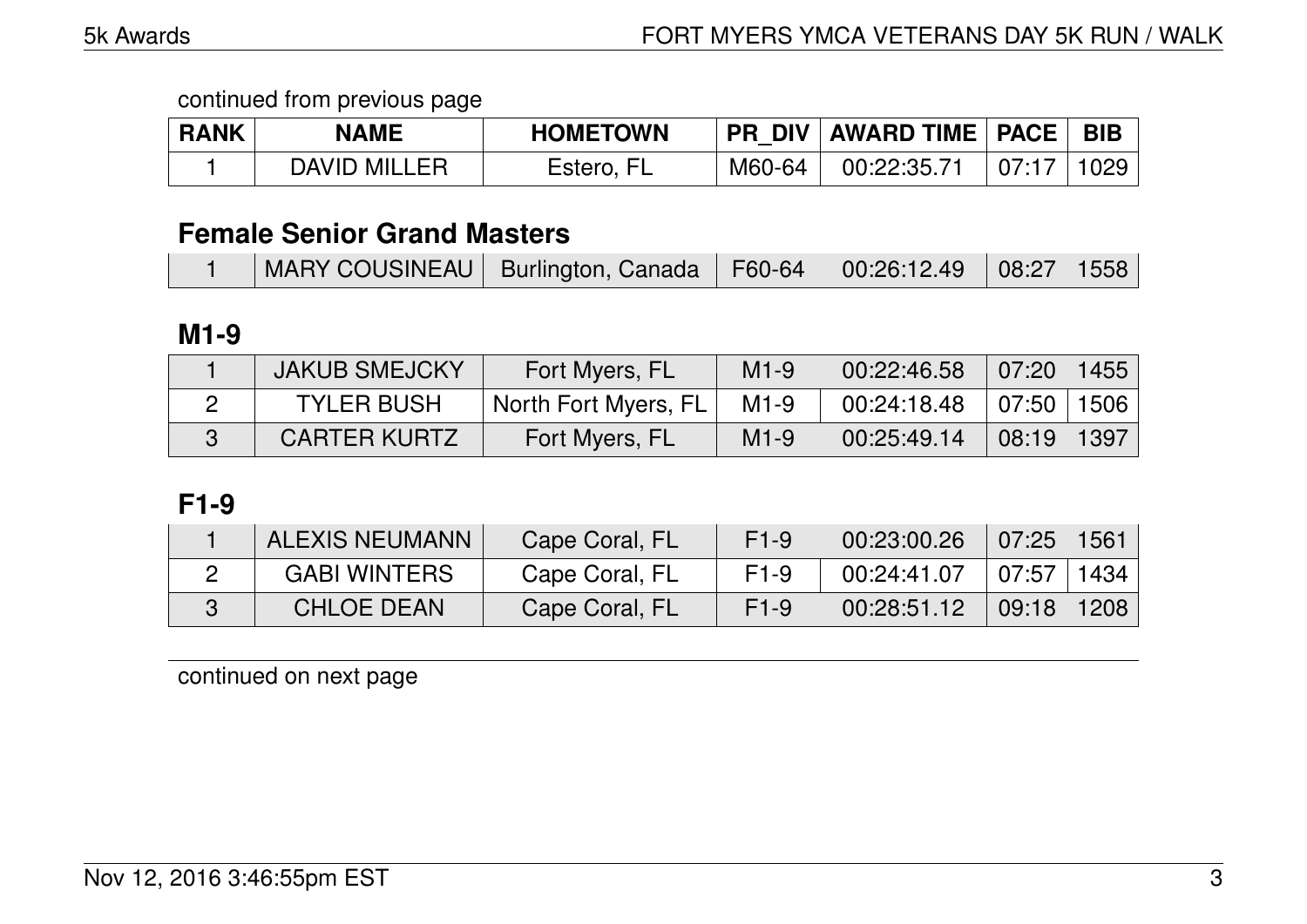continued from previous page

| RANK | NAME | HOMETOWN | PR_DIV | AWARD TIME | PACE | BIB |
|---|---|---|---|---|---|---|
| 1 | DAVID MILLER | Estero, FL | M60-64 | 00:22:35.71 | 07:17 | 1029 |

## Female Senior Grand Masters

| RANK | NAME | HOMETOWN | PR_DIV | AWARD TIME | PACE | BIB |
|---|---|---|---|---|---|---|
| 1 | MARY COUSINEAU | Burlington, Canada | F60-64 | 00:26:12.49 | 08:27 | 1558 |

## M1-9

| RANK | NAME | HOMETOWN | PR_DIV | AWARD TIME | PACE | BIB |
|---|---|---|---|---|---|---|
| 1 | JAKUB SMEJCKY | Fort Myers, FL | M1-9 | 00:22:46.58 | 07:20 | 1455 |
| 2 | TYLER BUSH | North Fort Myers, FL | M1-9 | 00:24:18.48 | 07:50 | 1506 |
| 3 | CARTER KURTZ | Fort Myers, FL | M1-9 | 00:25:49.14 | 08:19 | 1397 |

## F1-9

| RANK | NAME | HOMETOWN | PR_DIV | AWARD TIME | PACE | BIB |
|---|---|---|---|---|---|---|
| 1 | ALEXIS NEUMANN | Cape Coral, FL | F1-9 | 00:23:00.26 | 07:25 | 1561 |
| 2 | GABI WINTERS | Cape Coral, FL | F1-9 | 00:24:41.07 | 07:57 | 1434 |
| 3 | CHLOE DEAN | Cape Coral, FL | F1-9 | 00:28:51.12 | 09:18 | 1208 |

continued on next page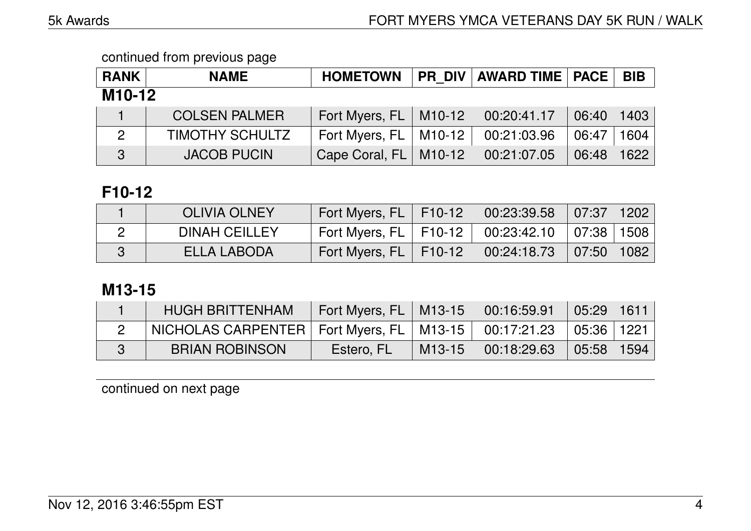continued from previous page

| RANK | NAME | HOMETOWN | PR_DIV | AWARD TIME | PACE | BIB |
|---|---|---|---|---|---|---|

### M10-12

| RANK | NAME | HOMETOWN | PR_DIV | AWARD TIME | PACE | BIB |
|---|---|---|---|---|---|---|
| 1 | COLSEN PALMER | Fort Myers, FL | M10-12 | 00:20:41.17 | 06:40 | 1403 |
| 2 | TIMOTHY SCHULTZ | Fort Myers, FL | M10-12 | 00:21:03.96 | 06:47 | 1604 |
| 3 | JACOB PUCIN | Cape Coral, FL | M10-12 | 00:21:07.05 | 06:48 | 1622 |

### F10-12

| RANK | NAME | HOMETOWN | PR_DIV | AWARD TIME | PACE | BIB |
|---|---|---|---|---|---|---|
| 1 | OLIVIA OLNEY | Fort Myers, FL | F10-12 | 00:23:39.58 | 07:37 | 1202 |
| 2 | DINAH CEILLEY | Fort Myers, FL | F10-12 | 00:23:42.10 | 07:38 | 1508 |
| 3 | ELLA LABODA | Fort Myers, FL | F10-12 | 00:24:18.73 | 07:50 | 1082 |

### M13-15

| RANK | NAME | HOMETOWN | PR_DIV | AWARD TIME | PACE | BIB |
|---|---|---|---|---|---|---|
| 1 | HUGH BRITTENHAM | Fort Myers, FL | M13-15 | 00:16:59.91 | 05:29 | 1611 |
| 2 | NICHOLAS CARPENTER | Fort Myers, FL | M13-15 | 00:17:21.23 | 05:36 | 1221 |
| 3 | BRIAN ROBINSON | Estero, FL | M13-15 | 00:18:29.63 | 05:58 | 1594 |

continued on next page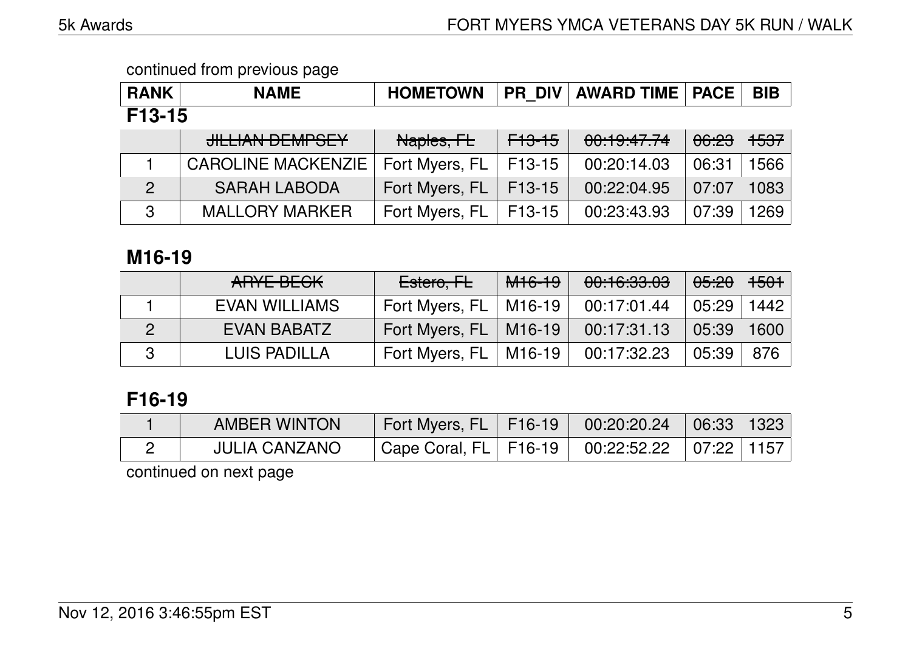continued from previous page

| RANK | NAME | HOMETOWN | PR_DIV | AWARD TIME | PACE | BIB |
|---|---|---|---|---|---|---|

### F13-15

| RANK | NAME | HOMETOWN | PR_DIV | AWARD TIME | PACE | BIB |
|---|---|---|---|---|---|---|
| | ~~JILLIAN DEMPSEY~~ | ~~Naples, FL~~ | ~~F13-15~~ | ~~00:19:47.74~~ | ~~06:23~~ | ~~1537~~ |
| 1 | CAROLINE MACKENZIE | Fort Myers, FL | F13-15 | 00:20:14.03 | 06:31 | 1566 |
| 2 | SARAH LABODA | Fort Myers, FL | F13-15 | 00:22:04.95 | 07:07 | 1083 |
| 3 | MALLORY MARKER | Fort Myers, FL | F13-15 | 00:23:43.93 | 07:39 | 1269 |

### M16-19

| RANK | NAME | HOMETOWN | PR_DIV | AWARD TIME | PACE | BIB |
|---|---|---|---|---|---|---|
| | ~~ARYE BECK~~ | ~~Estero, FL~~ | ~~M16-19~~ | ~~00:16:33.03~~ | ~~05:20~~ | ~~1501~~ |
| 1 | EVAN WILLIAMS | Fort Myers, FL | M16-19 | 00:17:01.44 | 05:29 | 1442 |
| 2 | EVAN BABATZ | Fort Myers, FL | M16-19 | 00:17:31.13 | 05:39 | 1600 |
| 3 | LUIS PADILLA | Fort Myers, FL | M16-19 | 00:17:32.23 | 05:39 | 876 |

### F16-19

| RANK | NAME | HOMETOWN | PR_DIV | AWARD TIME | PACE | BIB |
|---|---|---|---|---|---|---|
| 1 | AMBER WINTON | Fort Myers, FL | F16-19 | 00:20:20.24 | 06:33 | 1323 |
| 2 | JULIA CANZANO | Cape Coral, FL | F16-19 | 00:22:52.22 | 07:22 | 1157 |

continued on next page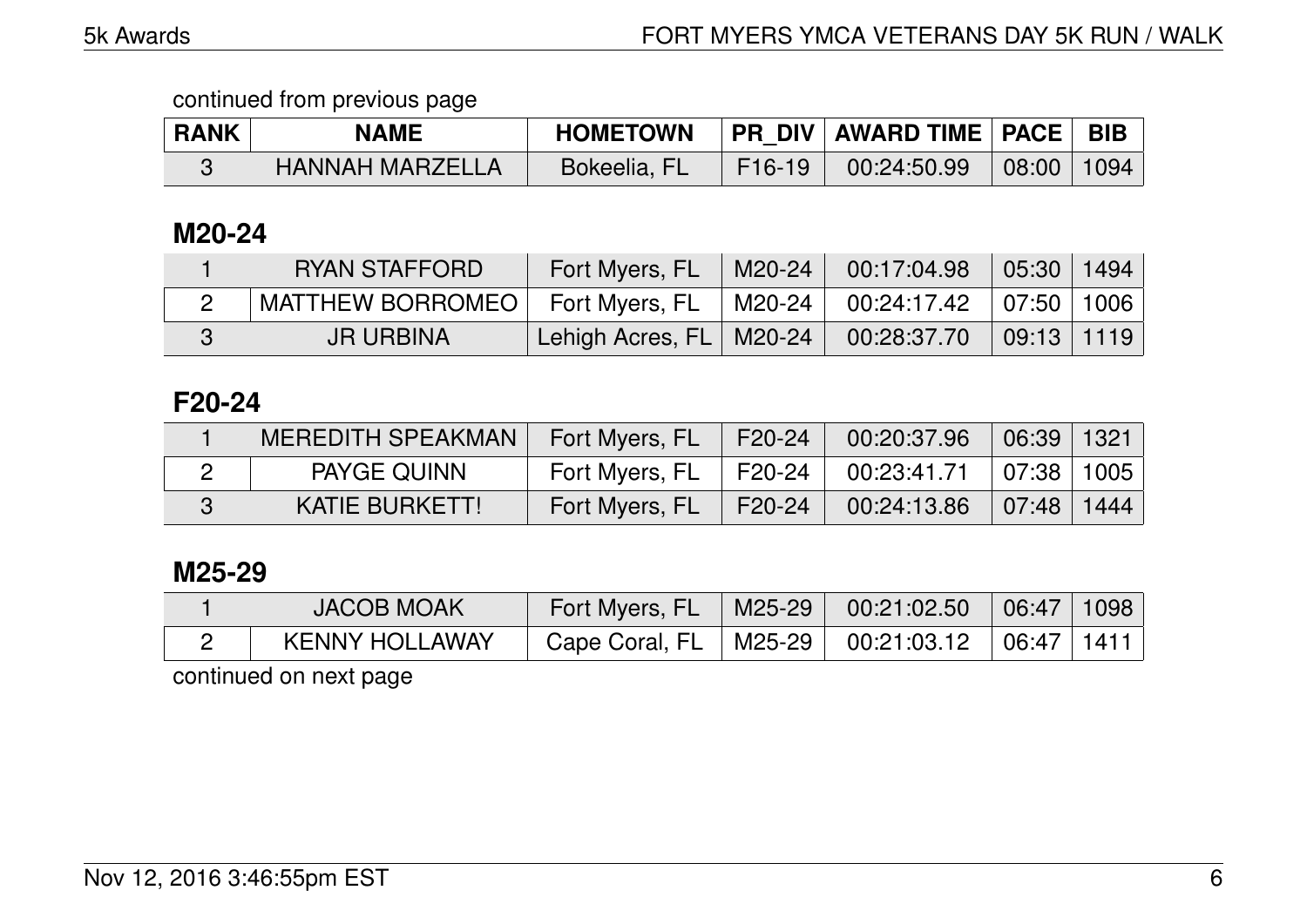continued from previous page

| RANK | NAME | HOMETOWN | PR_DIV | AWARD TIME | PACE | BIB |
|---|---|---|---|---|---|---|
| 3 | HANNAH MARZELLA | Bokeelia, FL | F16-19 | 00:24:50.99 | 08:00 | 1094 |

## M20-24

| RANK | NAME | HOMETOWN | PR_DIV | AWARD TIME | PACE | BIB |
|---|---|---|---|---|---|---|
| 1 | RYAN STAFFORD | Fort Myers, FL | M20-24 | 00:17:04.98 | 05:30 | 1494 |
| 2 | MATTHEW BORROMEO | Fort Myers, FL | M20-24 | 00:24:17.42 | 07:50 | 1006 |
| 3 | JR URBINA | Lehigh Acres, FL | M20-24 | 00:28:37.70 | 09:13 | 1119 |

## F20-24

| RANK | NAME | HOMETOWN | PR_DIV | AWARD TIME | PACE | BIB |
|---|---|---|---|---|---|---|
| 1 | MEREDITH SPEAKMAN | Fort Myers, FL | F20-24 | 00:20:37.96 | 06:39 | 1321 |
| 2 | PAYGE QUINN | Fort Myers, FL | F20-24 | 00:23:41.71 | 07:38 | 1005 |
| 3 | KATIE BURKETT! | Fort Myers, FL | F20-24 | 00:24:13.86 | 07:48 | 1444 |

## M25-29

| RANK | NAME | HOMETOWN | PR_DIV | AWARD TIME | PACE | BIB |
|---|---|---|---|---|---|---|
| 1 | JACOB MOAK | Fort Myers, FL | M25-29 | 00:21:02.50 | 06:47 | 1098 |
| 2 | KENNY HOLLAWAY | Cape Coral, FL | M25-29 | 00:21:03.12 | 06:47 | 1411 |

continued on next page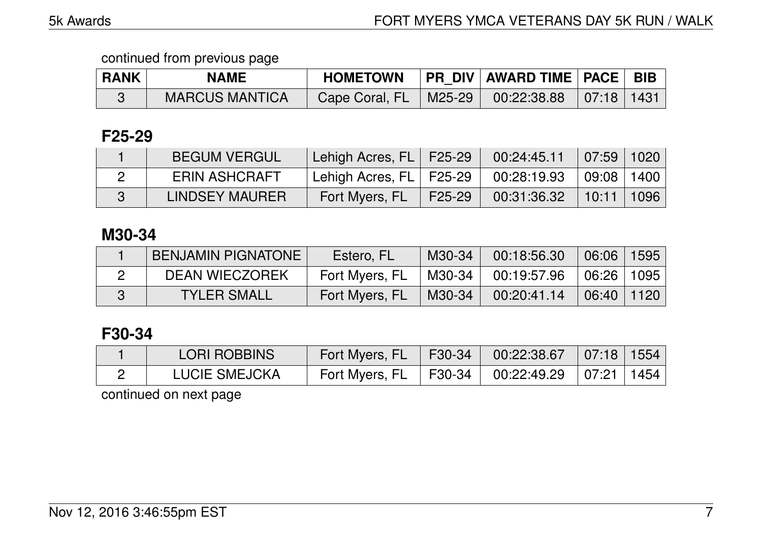continued from previous page

| RANK | NAME | HOMETOWN | PR_DIV | AWARD TIME | PACE | BIB |
|---|---|---|---|---|---|---|
| 3 | MARCUS MANTICA | Cape Coral, FL | M25-29 | 00:22:38.88 | 07:18 | 1431 |

## F25-29

| RANK | NAME | HOMETOWN | PR_DIV | AWARD TIME | PACE | BIB |
|---|---|---|---|---|---|---|
| 1 | BEGUM VERGUL | Lehigh Acres, FL | F25-29 | 00:24:45.11 | 07:59 | 1020 |
| 2 | ERIN ASHCRAFT | Lehigh Acres, FL | F25-29 | 00:28:19.93 | 09:08 | 1400 |
| 3 | LINDSEY MAURER | Fort Myers, FL | F25-29 | 00:31:36.32 | 10:11 | 1096 |

## M30-34

| RANK | NAME | HOMETOWN | PR_DIV | AWARD TIME | PACE | BIB |
|---|---|---|---|---|---|---|
| 1 | BENJAMIN PIGNATONE | Estero, FL | M30-34 | 00:18:56.30 | 06:06 | 1595 |
| 2 | DEAN WIECZOREK | Fort Myers, FL | M30-34 | 00:19:57.96 | 06:26 | 1095 |
| 3 | TYLER SMALL | Fort Myers, FL | M30-34 | 00:20:41.14 | 06:40 | 1120 |

## F30-34

| RANK | NAME | HOMETOWN | PR_DIV | AWARD TIME | PACE | BIB |
|---|---|---|---|---|---|---|
| 1 | LORI ROBBINS | Fort Myers, FL | F30-34 | 00:22:38.67 | 07:18 | 1554 |
| 2 | LUCIE SMEJCKA | Fort Myers, FL | F30-34 | 00:22:49.29 | 07:21 | 1454 |

continued on next page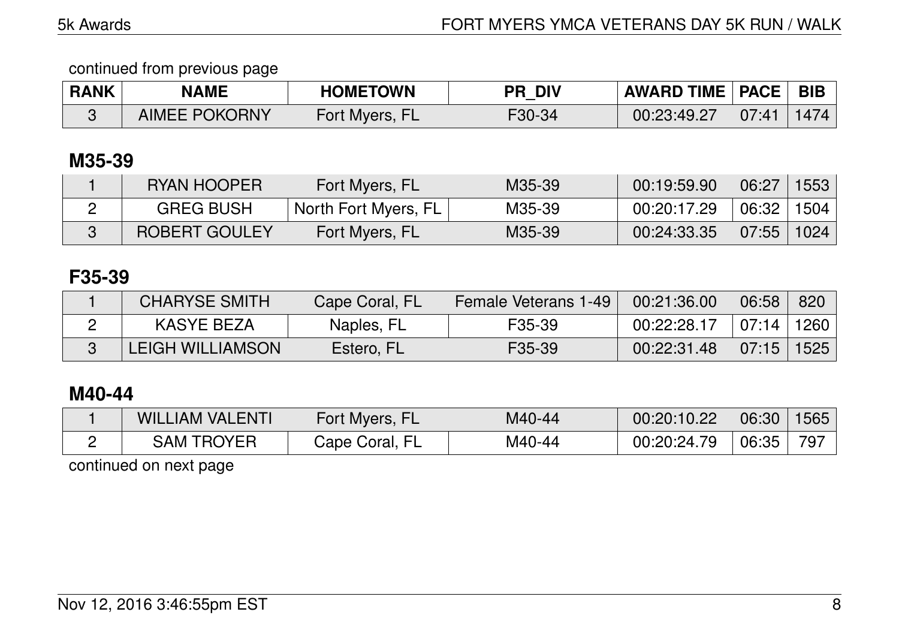continued from previous page

| RANK | NAME | HOMETOWN | PR_DIV | AWARD TIME | PACE | BIB |
|---|---|---|---|---|---|---|
| 3 | AIMEE POKORNY | Fort Myers, FL | F30-34 | 00:23:49.27 | 07:41 | 1474 |

## M35-39

| RANK | NAME | HOMETOWN | PR_DIV | AWARD TIME | PACE | BIB |
|---|---|---|---|---|---|---|
| 1 | RYAN HOOPER | Fort Myers, FL | M35-39 | 00:19:59.90 | 06:27 | 1553 |
| 2 | GREG BUSH | North Fort Myers, FL | M35-39 | 00:20:17.29 | 06:32 | 1504 |
| 3 | ROBERT GOULEY | Fort Myers, FL | M35-39 | 00:24:33.35 | 07:55 | 1024 |

## F35-39

| RANK | NAME | HOMETOWN | PR_DIV | AWARD TIME | PACE | BIB |
|---|---|---|---|---|---|---|
| 1 | CHARYSE SMITH | Cape Coral, FL | Female Veterans 1-49 | 00:21:36.00 | 06:58 | 820 |
| 2 | KASYE BEZA | Naples, FL | F35-39 | 00:22:28.17 | 07:14 | 1260 |
| 3 | LEIGH WILLIAMSON | Estero, FL | F35-39 | 00:22:31.48 | 07:15 | 1525 |

## M40-44

| RANK | NAME | HOMETOWN | PR_DIV | AWARD TIME | PACE | BIB |
|---|---|---|---|---|---|---|
| 1 | WILLIAM VALENTI | Fort Myers, FL | M40-44 | 00:20:10.22 | 06:30 | 1565 |
| 2 | SAM TROYER | Cape Coral, FL | M40-44 | 00:20:24.79 | 06:35 | 797 |

continued on next page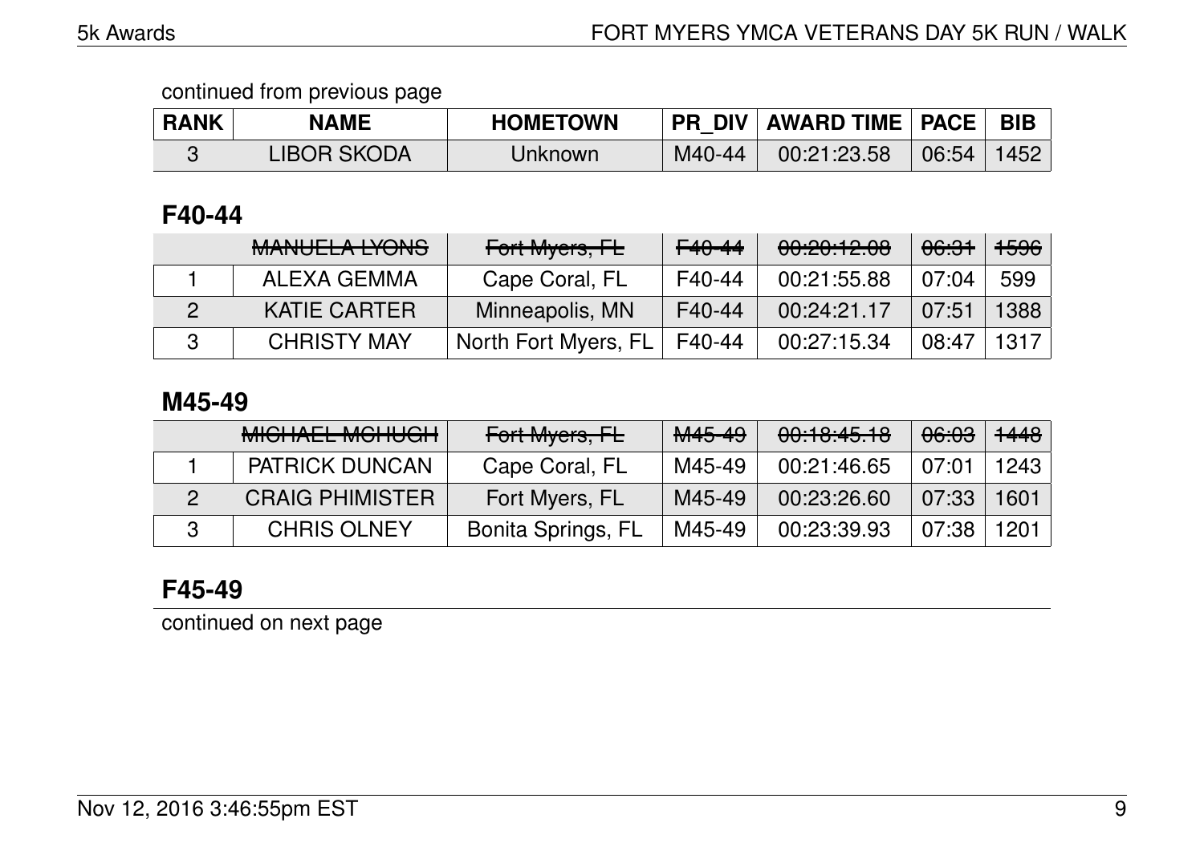continued from previous page

| RANK | NAME | HOMETOWN | PR_DIV | AWARD TIME | PACE | BIB |
|---|---|---|---|---|---|---|
| 3 | LIBOR SKODA | Unknown | M40-44 | 00:21:23.58 | 06:54 | 1452 |

## F40-44

| RANK | NAME | HOMETOWN | PR_DIV | AWARD TIME | PACE | BIB |
|---|---|---|---|---|---|---|
| | ~~MANUELA LYONS~~ | ~~Fort Myers, FL~~ | ~~F40-44~~ | ~~00:20:12.08~~ | ~~06:31~~ | ~~1596~~ |
| 1 | ALEXA GEMMA | Cape Coral, FL | F40-44 | 00:21:55.88 | 07:04 | 599 |
| 2 | KATIE CARTER | Minneapolis, MN | F40-44 | 00:24:21.17 | 07:51 | 1388 |
| 3 | CHRISTY MAY | North Fort Myers, FL | F40-44 | 00:27:15.34 | 08:47 | 1317 |

## M45-49

| RANK | NAME | HOMETOWN | PR_DIV | AWARD TIME | PACE | BIB |
|---|---|---|---|---|---|---|
| | ~~MICHAEL MCHUGH~~ | ~~Fort Myers, FL~~ | ~~M45-49~~ | ~~00:18:45.18~~ | ~~06:03~~ | ~~1448~~ |
| 1 | PATRICK DUNCAN | Cape Coral, FL | M45-49 | 00:21:46.65 | 07:01 | 1243 |
| 2 | CRAIG PHIMISTER | Fort Myers, FL | M45-49 | 00:23:26.60 | 07:33 | 1601 |
| 3 | CHRIS OLNEY | Bonita Springs, FL | M45-49 | 00:23:39.93 | 07:38 | 1201 |

## F45-49

continued on next page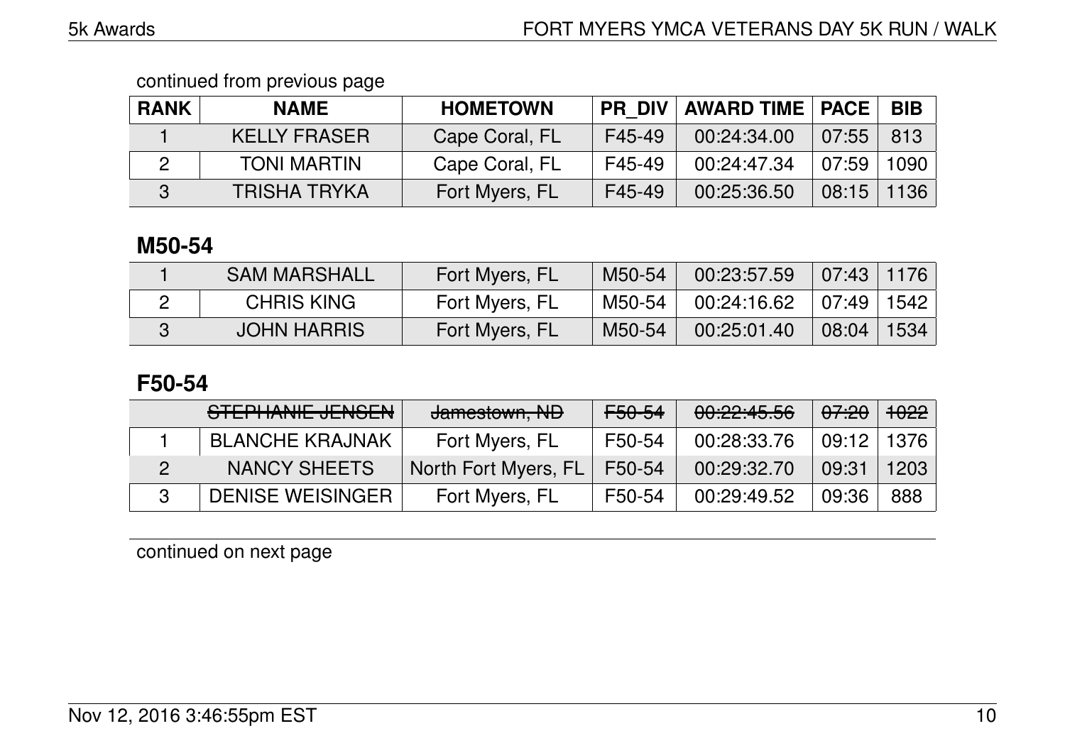continued from previous page

| RANK | NAME | HOMETOWN | PR_DIV | AWARD TIME | PACE | BIB |
|---|---|---|---|---|---|---|
| 1 | KELLY FRASER | Cape Coral, FL | F45-49 | 00:24:34.00 | 07:55 | 813 |
| 2 | TONI MARTIN | Cape Coral, FL | F45-49 | 00:24:47.34 | 07:59 | 1090 |
| 3 | TRISHA TRYKA | Fort Myers, FL | F45-49 | 00:25:36.50 | 08:15 | 1136 |

## M50-54

| RANK | NAME | HOMETOWN | PR_DIV | AWARD TIME | PACE | BIB |
|---|---|---|---|---|---|---|
| 1 | SAM MARSHALL | Fort Myers, FL | M50-54 | 00:23:57.59 | 07:43 | 1176 |
| 2 | CHRIS KING | Fort Myers, FL | M50-54 | 00:24:16.62 | 07:49 | 1542 |
| 3 | JOHN HARRIS | Fort Myers, FL | M50-54 | 00:25:01.40 | 08:04 | 1534 |

## F50-54

| RANK | NAME | HOMETOWN | PR_DIV | AWARD TIME | PACE | BIB |
|---|---|---|---|---|---|---|
| | ~~STEPHANIE JENSEN~~ | ~~Jamestown, ND~~ | ~~F50-54~~ | ~~00:22:45.56~~ | ~~07:20~~ | ~~1022~~ |
| 1 | BLANCHE KRAJNAK | Fort Myers, FL | F50-54 | 00:28:33.76 | 09:12 | 1376 |
| 2 | NANCY SHEETS | North Fort Myers, FL | F50-54 | 00:29:32.70 | 09:31 | 1203 |
| 3 | DENISE WEISINGER | Fort Myers, FL | F50-54 | 00:29:49.52 | 09:36 | 888 |

continued on next page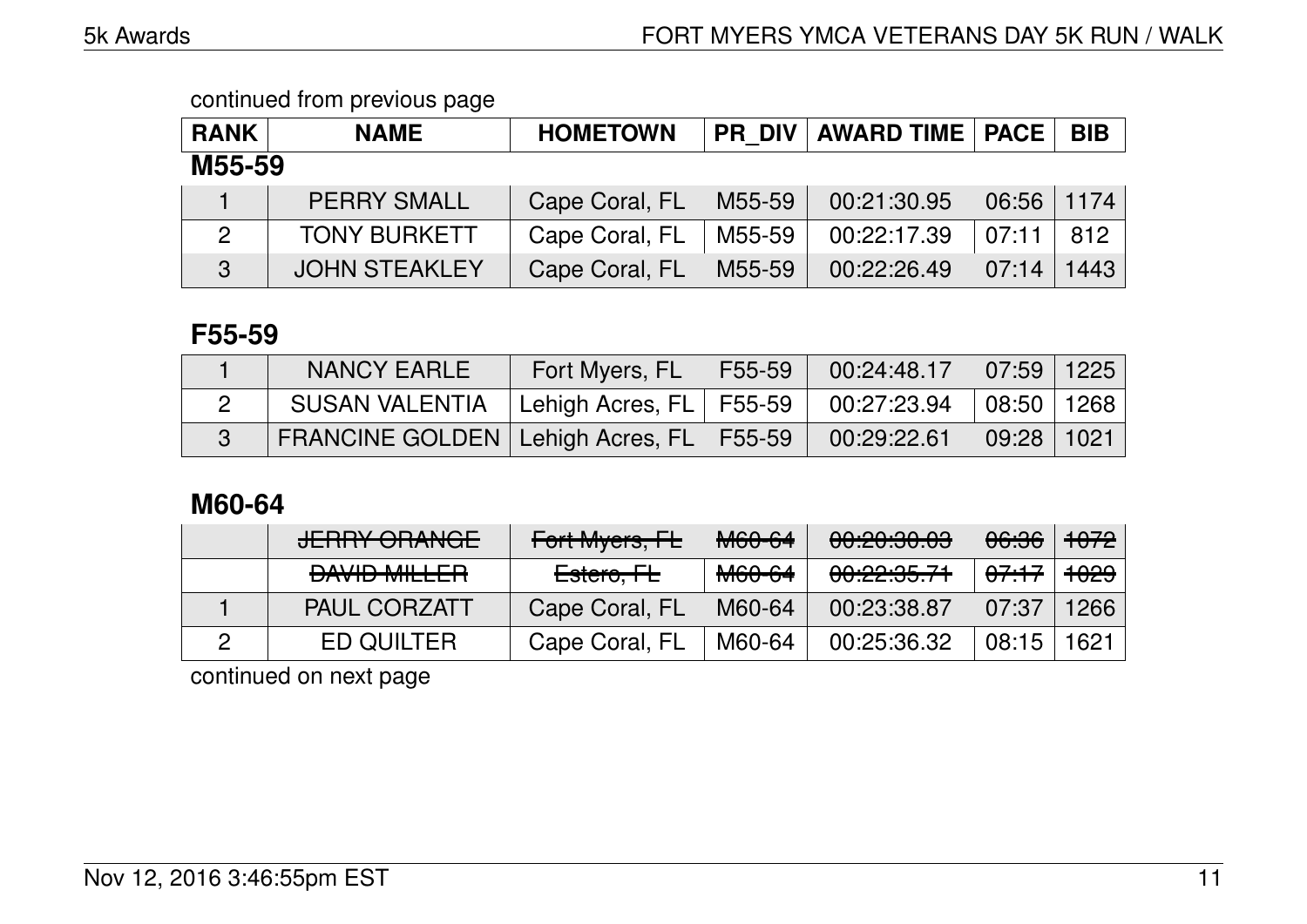continued from previous page

| RANK | NAME | HOMETOWN | PR_DIV | AWARD TIME | PACE | BIB |
|---|---|---|---|---|---|---|

**M55-59**

| RANK | NAME | HOMETOWN | PR_DIV | AWARD TIME | PACE | BIB |
|---|---|---|---|---|---|---|
| 1 | PERRY SMALL | Cape Coral, FL | M55-59 | 00:21:30.95 | 06:56 | 1174 |
| 2 | TONY BURKETT | Cape Coral, FL | M55-59 | 00:22:17.39 | 07:11 | 812 |
| 3 | JOHN STEAKLEY | Cape Coral, FL | M55-59 | 00:22:26.49 | 07:14 | 1443 |

## F55-59

| RANK | NAME | HOMETOWN | PR_DIV | AWARD TIME | PACE | BIB |
|---|---|---|---|---|---|---|
| 1 | NANCY EARLE | Fort Myers, FL | F55-59 | 00:24:48.17 | 07:59 | 1225 |
| 2 | SUSAN VALENTIA | Lehigh Acres, FL | F55-59 | 00:27:23.94 | 08:50 | 1268 |
| 3 | FRANCINE GOLDEN | Lehigh Acres, FL | F55-59 | 00:29:22.61 | 09:28 | 1021 |

## M60-64

| RANK | NAME | HOMETOWN | PR_DIV | AWARD TIME | PACE | BIB |
|---|---|---|---|---|---|---|
| | ~~JERRY ORANGE~~ | ~~Fort Myers, FL~~ | ~~M60-64~~ | ~~00:20:30.03~~ | ~~06:36~~ | ~~1072~~ |
| | ~~DAVID MILLER~~ | ~~Estero, FL~~ | ~~M60-64~~ | ~~00:22:35.71~~ | ~~07:17~~ | ~~1029~~ |
| 1 | PAUL CORZATT | Cape Coral, FL | M60-64 | 00:23:38.87 | 07:37 | 1266 |
| 2 | ED QUILTER | Cape Coral, FL | M60-64 | 00:25:36.32 | 08:15 | 1621 |

continued on next page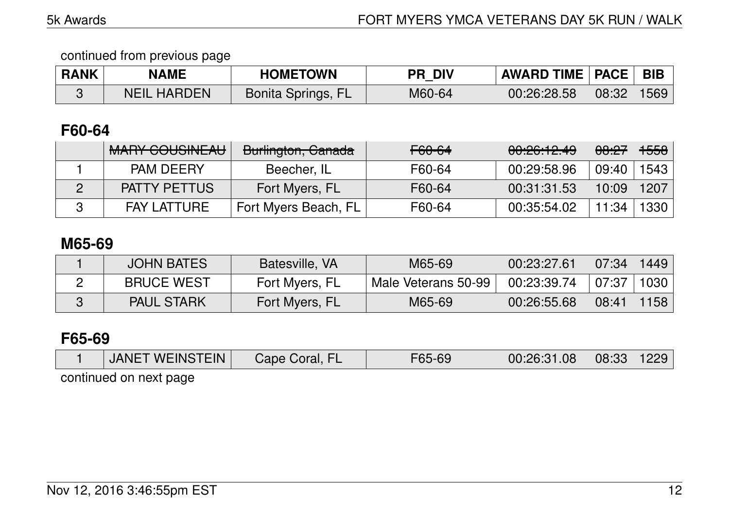continued from previous page

| RANK | NAME | HOMETOWN | PR_DIV | AWARD TIME | PACE | BIB |
|---|---|---|---|---|---|---|
| 3 | NEIL HARDEN | Bonita Springs, FL | M60-64 | 00:26:28.58 | 08:32 | 1569 |

## F60-64

| RANK | NAME | HOMETOWN | PR_DIV | AWARD TIME | PACE | BIB |
|---|---|---|---|---|---|---|
| | ~~MARY COUSINEAU~~ | ~~Burlington, Canada~~ | ~~F60-64~~ | ~~00:26:12.49~~ | ~~08:27~~ | ~~1558~~ |
| 1 | PAM DEERY | Beecher, IL | F60-64 | 00:29:58.96 | 09:40 | 1543 |
| 2 | PATTY PETTUS | Fort Myers, FL | F60-64 | 00:31:31.53 | 10:09 | 1207 |
| 3 | FAY LATTURE | Fort Myers Beach, FL | F60-64 | 00:35:54.02 | 11:34 | 1330 |

## M65-69

| RANK | NAME | HOMETOWN | PR_DIV | AWARD TIME | PACE | BIB |
|---|---|---|---|---|---|---|
| 1 | JOHN BATES | Batesville, VA | M65-69 | 00:23:27.61 | 07:34 | 1449 |
| 2 | BRUCE WEST | Fort Myers, FL | Male Veterans 50-99 | 00:23:39.74 | 07:37 | 1030 |
| 3 | PAUL STARK | Fort Myers, FL | M65-69 | 00:26:55.68 | 08:41 | 1158 |

## F65-69

| RANK | NAME | HOMETOWN | PR_DIV | AWARD TIME | PACE | BIB |
|---|---|---|---|---|---|---|
| 1 | JANET WEINSTEIN | Cape Coral, FL | F65-69 | 00:26:31.08 | 08:33 | 1229 |

continued on next page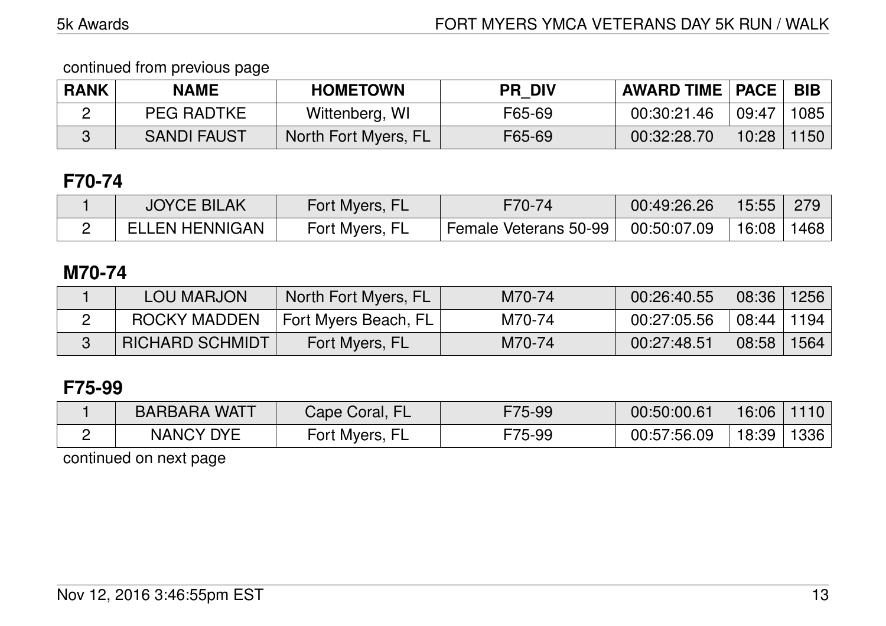continued from previous page

| RANK | NAME | HOMETOWN | PR_DIV | AWARD TIME | PACE | BIB |
|---|---|---|---|---|---|---|
| 2 | PEG RADTKE | Wittenberg, WI | F65-69 | 00:30:21.46 | 09:47 | 1085 |
| 3 | SANDI FAUST | North Fort Myers, FL | F65-69 | 00:32:28.70 | 10:28 | 1150 |

## F70-74

| RANK | NAME | HOMETOWN | PR_DIV | AWARD TIME | PACE | BIB |
|---|---|---|---|---|---|---|
| 1 | JOYCE BILAK | Fort Myers, FL | F70-74 | 00:49:26.26 | 15:55 | 279 |
| 2 | ELLEN HENNIGAN | Fort Myers, FL | Female Veterans 50-99 | 00:50:07.09 | 16:08 | 1468 |

## M70-74

| RANK | NAME | HOMETOWN | PR_DIV | AWARD TIME | PACE | BIB |
|---|---|---|---|---|---|---|
| 1 | LOU MARJON | North Fort Myers, FL | M70-74 | 00:26:40.55 | 08:36 | 1256 |
| 2 | ROCKY MADDEN | Fort Myers Beach, FL | M70-74 | 00:27:05.56 | 08:44 | 1194 |
| 3 | RICHARD SCHMIDT | Fort Myers, FL | M70-74 | 00:27:48.51 | 08:58 | 1564 |

## F75-99

| RANK | NAME | HOMETOWN | PR_DIV | AWARD TIME | PACE | BIB |
|---|---|---|---|---|---|---|
| 1 | BARBARA WATT | Cape Coral, FL | F75-99 | 00:50:00.61 | 16:06 | 1110 |
| 2 | NANCY DYE | Fort Myers, FL | F75-99 | 00:57:56.09 | 18:39 | 1336 |

continued on next page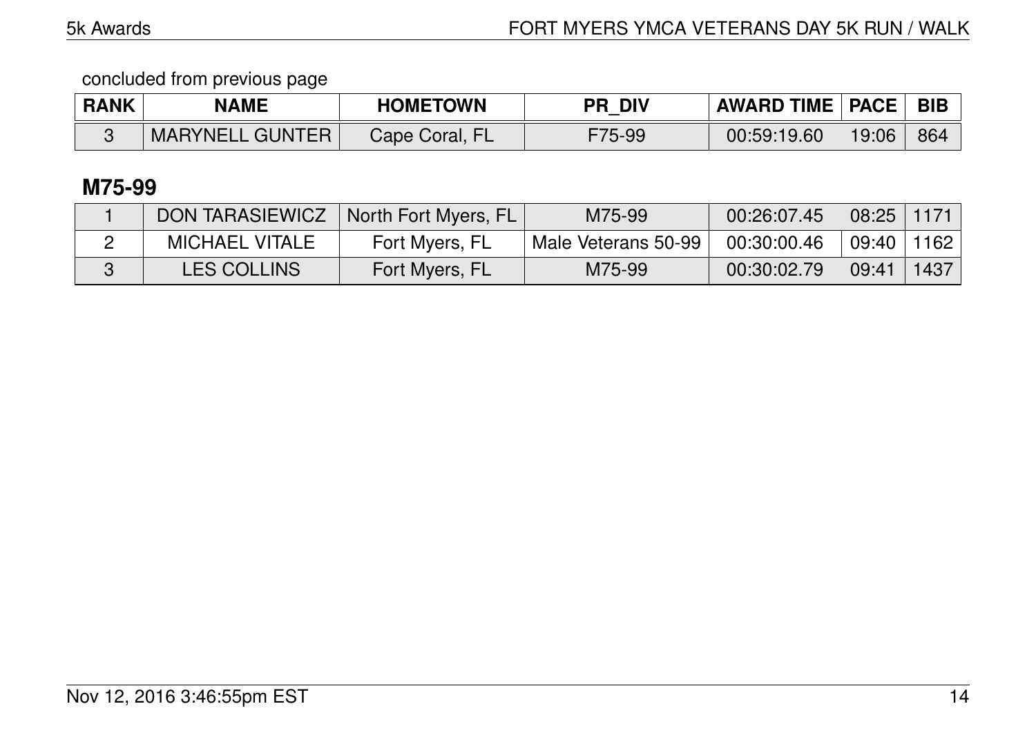concluded from previous page

| RANK | NAME | HOMETOWN | PR_DIV | AWARD TIME | PACE | BIB |
|---|---|---|---|---|---|---|
| 3 | MARYNELL GUNTER | Cape Coral, FL | F75-99 | 00:59:19.60 | 19:06 | 864 |

## M75-99

| | | | | | | |
|---|---|---|---|---|---|---|
| 1 | DON TARASIEWICZ | North Fort Myers, FL | M75-99 | 00:26:07.45 | 08:25 | 1171 |
| 2 | MICHAEL VITALE | Fort Myers, FL | Male Veterans 50-99 | 00:30:00.46 | 09:40 | 1162 |
| 3 | LES COLLINS | Fort Myers, FL | M75-99 | 00:30:02.79 | 09:41 | 1437 |